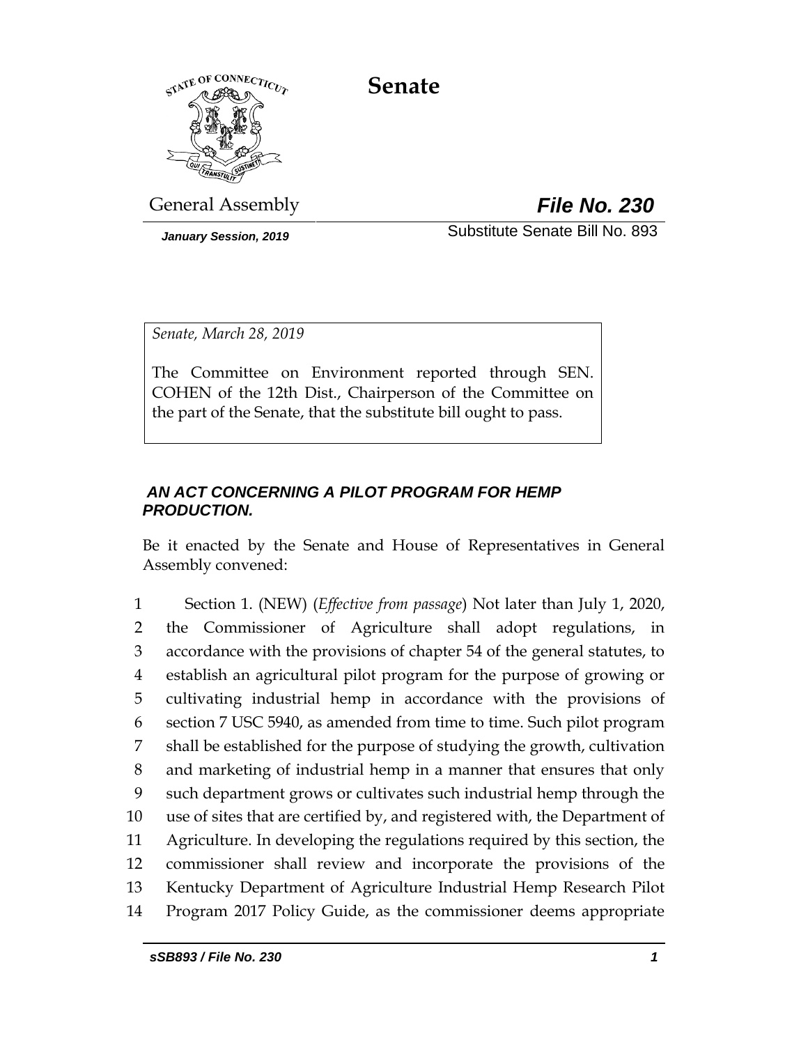# Senate

General Assembly **File No. 230**

*January Session, 2019* Substitute Senate Bill No. 893

*Senate, March 28, 2019*

The Committee on Environment reported through SEN. COHEN of the 12th Dist., Chairperson of the Committee on the part of the Senate, that the substitute bill ought to pass.

***AN ACT CONCERNING A PILOT PROGRAM FOR HEMP PRODUCTION.***

Be it enacted by the Senate and House of Representatives in General Assembly convened:

1 Section 1. (NEW) (*Effective from passage*) Not later than July 1, 2020,
2 the Commissioner of Agriculture shall adopt regulations, in
3 accordance with the provisions of chapter 54 of the general statutes, to
4 establish an agricultural pilot program for the purpose of growing or
5 cultivating industrial hemp in accordance with the provisions of
6 section 7 USC 5940, as amended from time to time. Such pilot program
7 shall be established for the purpose of studying the growth, cultivation
8 and marketing of industrial hemp in a manner that ensures that only
9 such department grows or cultivates such industrial hemp through the
10 use of sites that are certified by, and registered with, the Department of
11 Agriculture. In developing the regulations required by this section, the
12 commissioner shall review and incorporate the provisions of the
13 Kentucky Department of Agriculture Industrial Hemp Research Pilot
14 Program 2017 Policy Guide, as the commissioner deems appropriate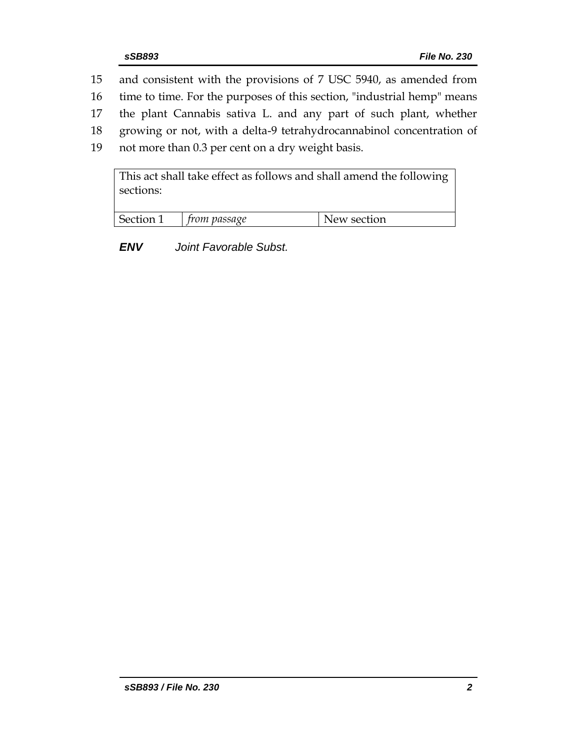15 and consistent with the provisions of 7 USC 5940, as amended from
16 time to time. For the purposes of this section, "industrial hemp" means
17 the plant Cannabis sativa L. and any part of such plant, whether
18 growing or not, with a delta-9 tetrahydrocannabinol concentration of
19 not more than 0.3 per cent on a dry weight basis.

| This act shall take effect as follows and shall amend the following sections: | | |
|---|---|---|
| Section 1 | *from passage* | New section |

***ENV*** *Joint Favorable Subst.*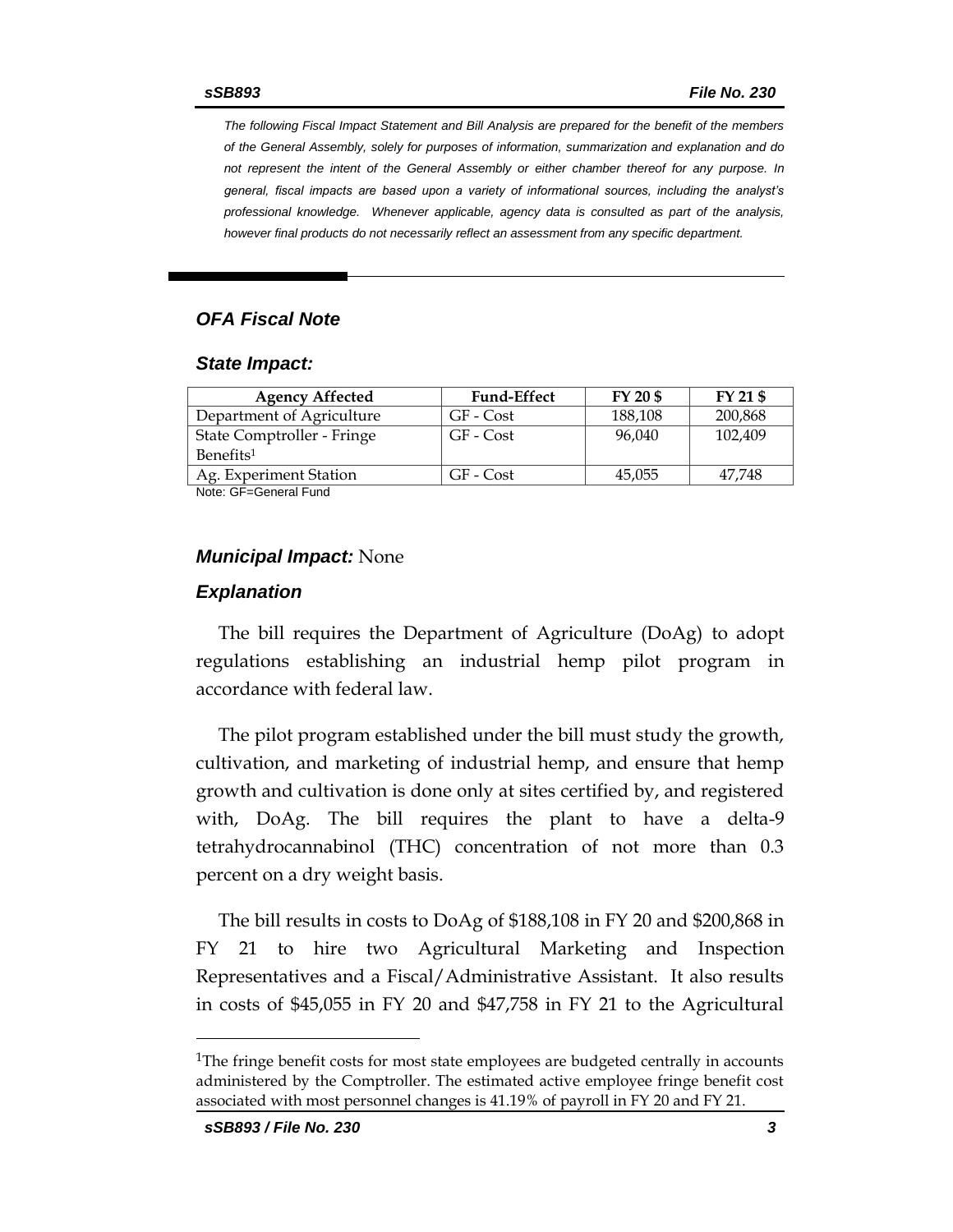*The following Fiscal Impact Statement and Bill Analysis are prepared for the benefit of the members of the General Assembly, solely for purposes of information, summarization and explanation and do not represent the intent of the General Assembly or either chamber thereof for any purpose. In general, fiscal impacts are based upon a variety of informational sources, including the analyst's professional knowledge. Whenever applicable, agency data is consulted as part of the analysis, however final products do not necessarily reflect an assessment from any specific department.*

## *OFA Fiscal Note*

### *State Impact:*

| Agency Affected | Fund-Effect | FY 20 $ | FY 21 $ |
|---|---|---|---|
| Department of Agriculture | GF - Cost | 188,108 | 200,868 |
| State Comptroller - Fringe Benefits[1] | GF - Cost | 96,040 | 102,409 |
| Ag. Experiment Station | GF - Cost | 45,055 | 47,748 |

Note: GF=General Fund

### *Municipal Impact:* None

### *Explanation*

The bill requires the Department of Agriculture (DoAg) to adopt regulations establishing an industrial hemp pilot program in accordance with federal law.

The pilot program established under the bill must study the growth, cultivation, and marketing of industrial hemp, and ensure that hemp growth and cultivation is done only at sites certified by, and registered with, DoAg. The bill requires the plant to have a delta-9 tetrahydrocannabinol (THC) concentration of not more than 0.3 percent on a dry weight basis.

The bill results in costs to DoAg of $188,108 in FY 20 and $200,868 in FY 21 to hire two Agricultural Marketing and Inspection Representatives and a Fiscal/Administrative Assistant. It also results in costs of $45,055 in FY 20 and $47,758 in FY 21 to the Agricultural

[1]The fringe benefit costs for most state employees are budgeted centrally in accounts administered by the Comptroller. The estimated active employee fringe benefit cost associated with most personnel changes is 41.19% of payroll in FY 20 and FY 21.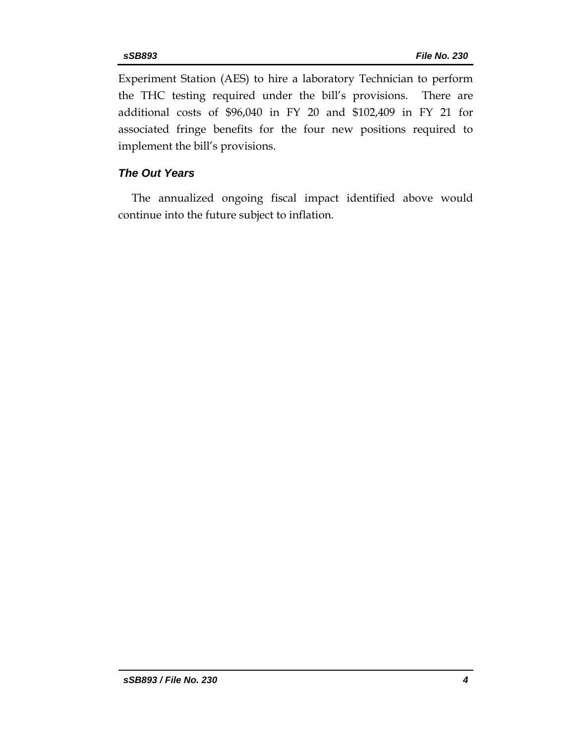Experiment Station (AES) to hire a laboratory Technician to perform the THC testing required under the bill's provisions. There are additional costs of $96,040 in FY 20 and $102,409 in FY 21 for associated fringe benefits for the four new positions required to implement the bill's provisions.

### *The Out Years*

The annualized ongoing fiscal impact identified above would continue into the future subject to inflation.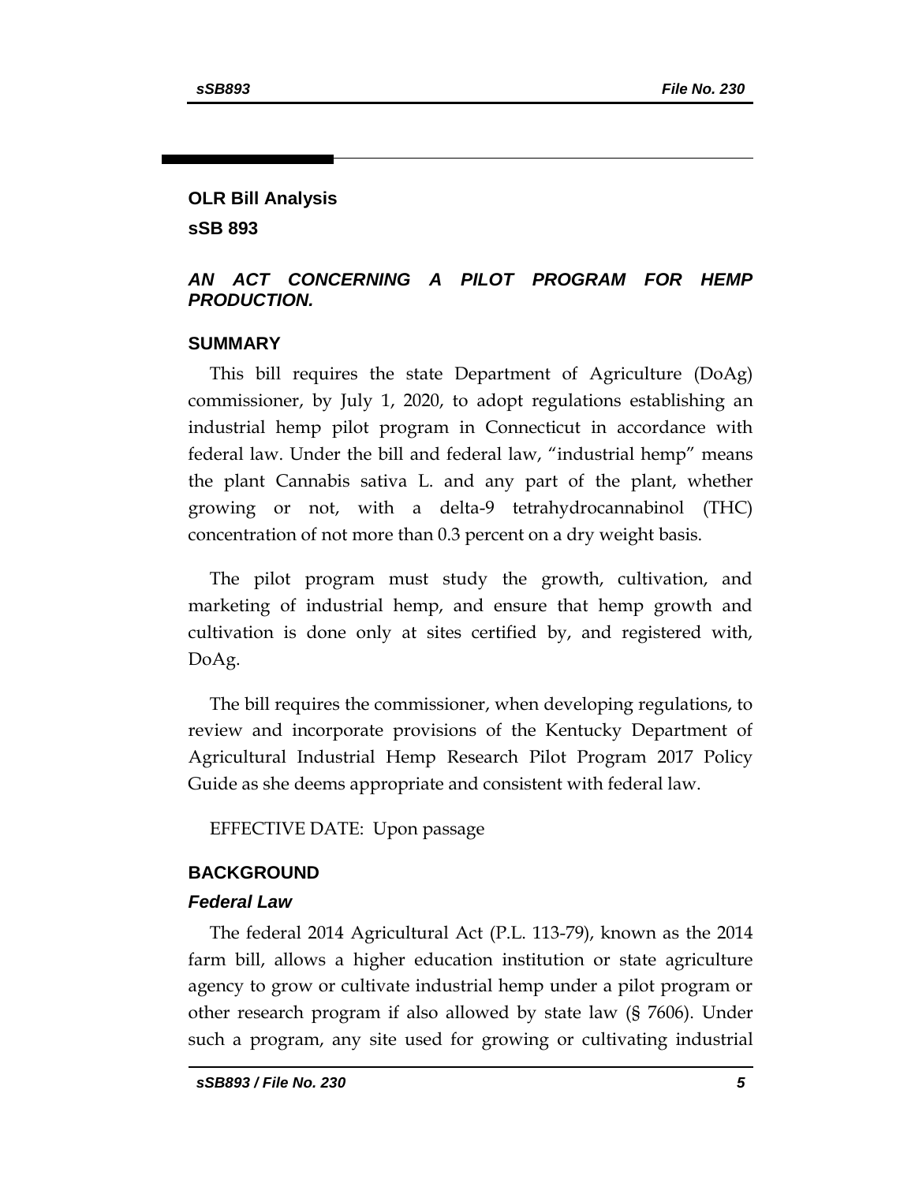## OLR Bill Analysis

## sSB 893

### *AN ACT CONCERNING A PILOT PROGRAM FOR HEMP PRODUCTION.*

### SUMMARY

This bill requires the state Department of Agriculture (DoAg) commissioner, by July 1, 2020, to adopt regulations establishing an industrial hemp pilot program in Connecticut in accordance with federal law. Under the bill and federal law, "industrial hemp" means the plant Cannabis sativa L. and any part of the plant, whether growing or not, with a delta-9 tetrahydrocannabinol (THC) concentration of not more than 0.3 percent on a dry weight basis.

The pilot program must study the growth, cultivation, and marketing of industrial hemp, and ensure that hemp growth and cultivation is done only at sites certified by, and registered with, DoAg.

The bill requires the commissioner, when developing regulations, to review and incorporate provisions of the Kentucky Department of Agricultural Industrial Hemp Research Pilot Program 2017 Policy Guide as she deems appropriate and consistent with federal law.

EFFECTIVE DATE: Upon passage

### BACKGROUND

#### *Federal Law*

The federal 2014 Agricultural Act (P.L. 113-79), known as the 2014 farm bill, allows a higher education institution or state agriculture agency to grow or cultivate industrial hemp under a pilot program or other research program if also allowed by state law (§ 7606). Under such a program, any site used for growing or cultivating industrial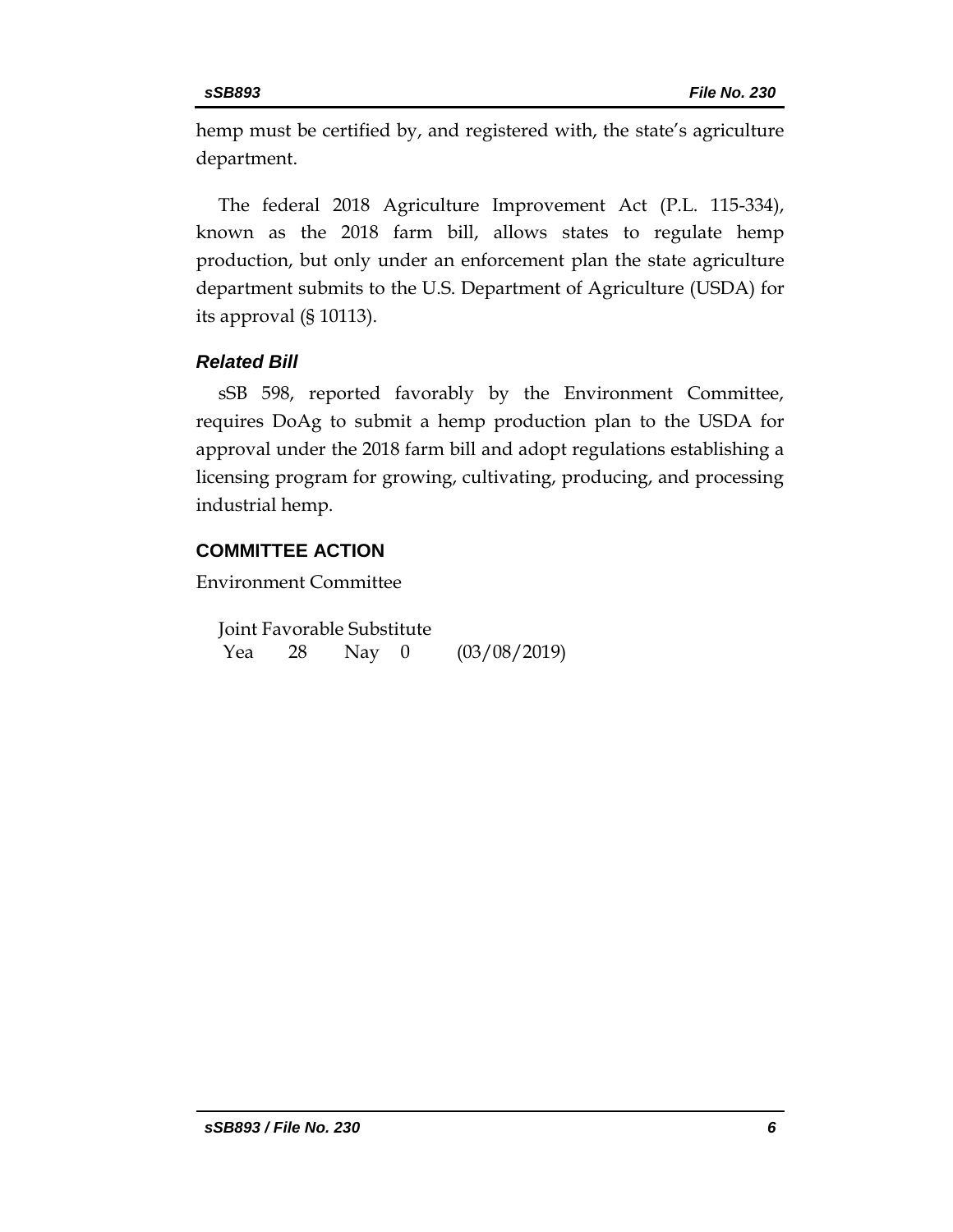hemp must be certified by, and registered with, the state's agriculture department.

The federal 2018 Agriculture Improvement Act (P.L. 115-334), known as the 2018 farm bill, allows states to regulate hemp production, but only under an enforcement plan the state agriculture department submits to the U.S. Department of Agriculture (USDA) for its approval (§ 10113).

### *Related Bill*

sSB 598, reported favorably by the Environment Committee, requires DoAg to submit a hemp production plan to the USDA for approval under the 2018 farm bill and adopt regulations establishing a licensing program for growing, cultivating, producing, and processing industrial hemp.

## COMMITTEE ACTION

Environment Committee

Joint Favorable Substitute
Yea 28 Nay 0 (03/08/2019)